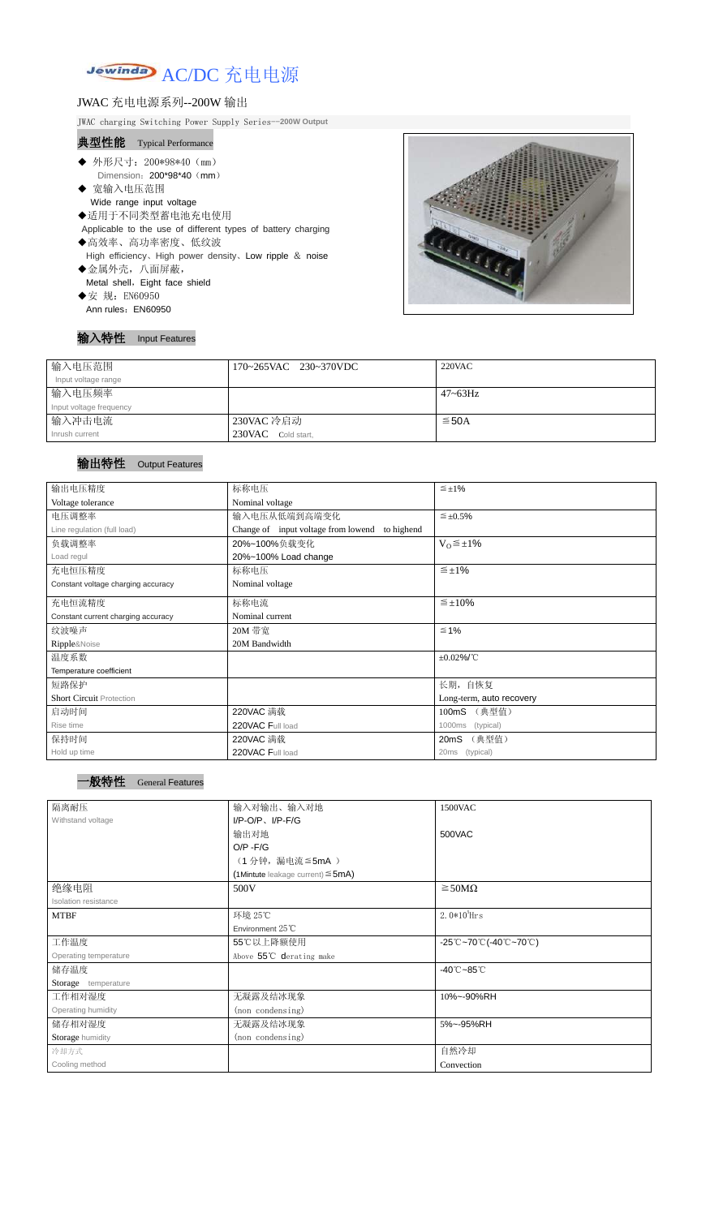# Jewinda AC/DC 充电电源

JWAC 充电电源系列--200W 输出

JWAC charging Switching Power Supply Series—200W Output

## 典型性能 Typical Performance

- ◆ 外形尺寸：200\*98\*40（mm）
  Dimension：200\*98\*40（mm）
- ◆ 宽输入电压范围
  Wide range input voltage
- ◆适用于不同类型蓄电池充电使用
  Applicable to the use of different types of battery charging
- ◆高效率、高功率密度、低纹波
  High efficiency、High power density、Low ripple ＆ noise
- ◆金属外壳，八面屏蔽，
  Metal shell，Eight face shield
- ◆安 规：EN60950
  Ann rules：EN60950

## 输入特性 Input Features

| 输入电压范围<br>Input voltage range | 170~265VAC 230~370VDC | 220VAC |
|---|---|---|
| 输入电压频率<br>Input voltage frequency | | 47~63Hz |
| 输入冲击电流<br>Inrush current | 230VAC 冷启动<br>230VAC Cold start, | ≦50A |

## 输出特性 Output Features

| 输出电压精度<br>Voltage tolerance | 标称电压<br>Nominal voltage | ≦±1% |
|---|---|---|
| 电压调整率<br>Line regulation (full load) | 输入电压从低端到高端变化<br>Change of input voltage from lowend to highend | ≦±0.5% |
| 负载调整率<br>Load regul | 20%~100%负载变化<br>20%~100% Load change | $V_O$≦±1% |
| 充电恒压精度<br>Constant voltage charging accuracy | 标称电压<br>Nominal voltage | ≦±1% |
| 充电恒流精度<br>Constant current charging accuracy | 标称电流<br>Nominal current | ≦±10% |
| 纹波噪声<br>Ripple&Noise | 20M 带宽<br>20M Bandwidth | ≦1% |
| 温度系数<br>Temperature coefficient | | ±0.02%/℃ |
| 短路保护<br>Short Circuit Protection | | 长期，自恢复<br>Long-term, auto recovery |
| 启动时间<br>Rise time | 220VAC 满载<br>220VAC Full load | 100mS （典型值）<br>1000ms (typical) |
| 保持时间<br>Hold up time | 220VAC 满载<br>220VAC Full load | 20mS （典型值）<br>20ms (typical) |

## 一般特性 General Features

| 隔离耐压<br>Withstand voltage | 输入对输出、输入对地<br>I/P-O/P、I/P-F/G | 1500VAC |
|---|---|---|
| | 输出对地<br>O/P -F/G<br>（1 分钟，漏电流≦5mA ）<br>(1Mintute leakage current) ≦5mA) | 500VAC |
| 绝缘电阻<br>Isolation resistance | 500V | ≧50MΩ |
| MTBF | 环境 25℃<br>Environment 25℃ | $2.0*10^5$Hrs |
| 工作温度<br>Operating temperature | 55℃以上降额使用<br>Above 55℃ derating make | -25℃~70℃(-40℃~70℃) |
| 储存温度<br>Storage temperature | | -40℃~85℃ |
| 工作相对湿度<br>Operating humidity | 无凝露及结冰现象<br>(non condensing) | 10%~-90%RH |
| 储存相对湿度<br>Storage humidity | 无凝露及结冰现象<br>(non condensing) | 5%~-95%RH |
| 冷却方式<br>Cooling method | | 自然冷却<br>Convection |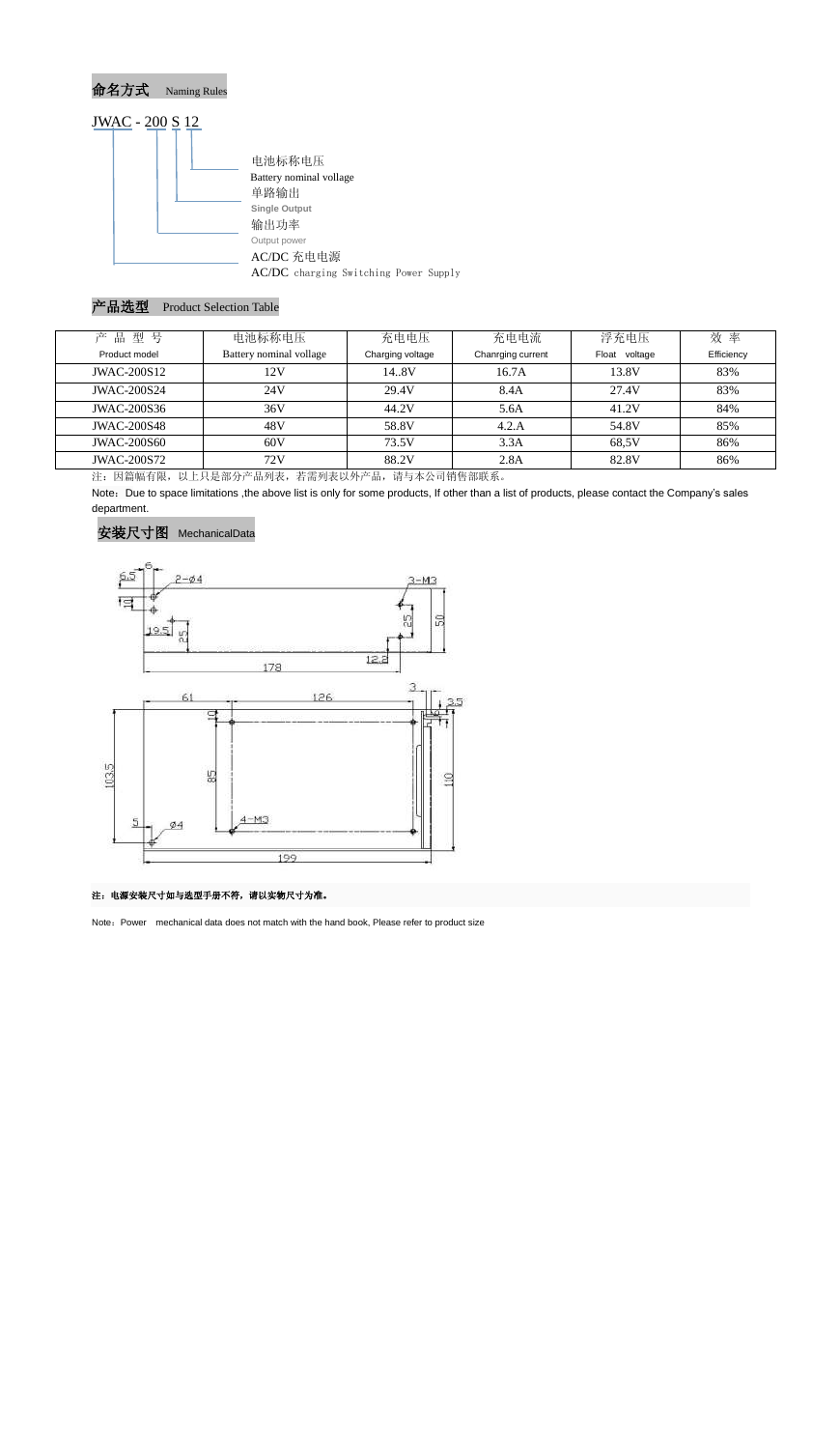## 命名方式 Naming Rules

JWAC - 200 S 12

- 12: 电池标称电压 Battery nominal vollage
- S: 单路输出 Single Output
- 200: 输出功率 Output power
- JWAC: AC/DC 充电电源 AC/DC charging Switching Power Supply

## 产品选型 Product Selection Table

| 产 品 型 号<br>Product model | 电池标称电压<br>Battery nominal vollage | 充电电压<br>Charging voltage | 充电电流<br>Chanrging current | 浮充电压<br>Float voltage | 效 率<br>Efficiency |
|---|---|---|---|---|---|
| JWAC-200S12 | 12V | 14..8V | 16.7A | 13.8V | 83% |
| JWAC-200S24 | 24V | 29.4V | 8.4A | 27.4V | 83% |
| JWAC-200S36 | 36V | 44.2V | 5.6A | 41.2V | 84% |
| JWAC-200S48 | 48V | 58.8V | 4.2.A | 54.8V | 85% |
| JWAC-200S60 | 60V | 73.5V | 3.3A | 68,5V | 86% |
| JWAC-200S72 | 72V | 88.2V | 2.8A | 82.8V | 86% |

注：因篇幅有限，以上只是部分产品列表，若需列表以外产品，请与本公司销售部联系。

Note：Due to space limitations ,the above list is only for some products, If other than a list of products, please contact the Company's sales department.

## 安装尺寸图 MechanicalData

6.5
6
2-Ø4
10
19.5
25
3-M3
25
50
12.8
178

61
126
3
3.5
10
103.5
85
110
5
Ø4
4-M3
199

**注：电源安装尺寸如与选型手册不符，请以实物尺寸为准。**

Note：Power mechanical data does not match with the hand book, Please refer to product size